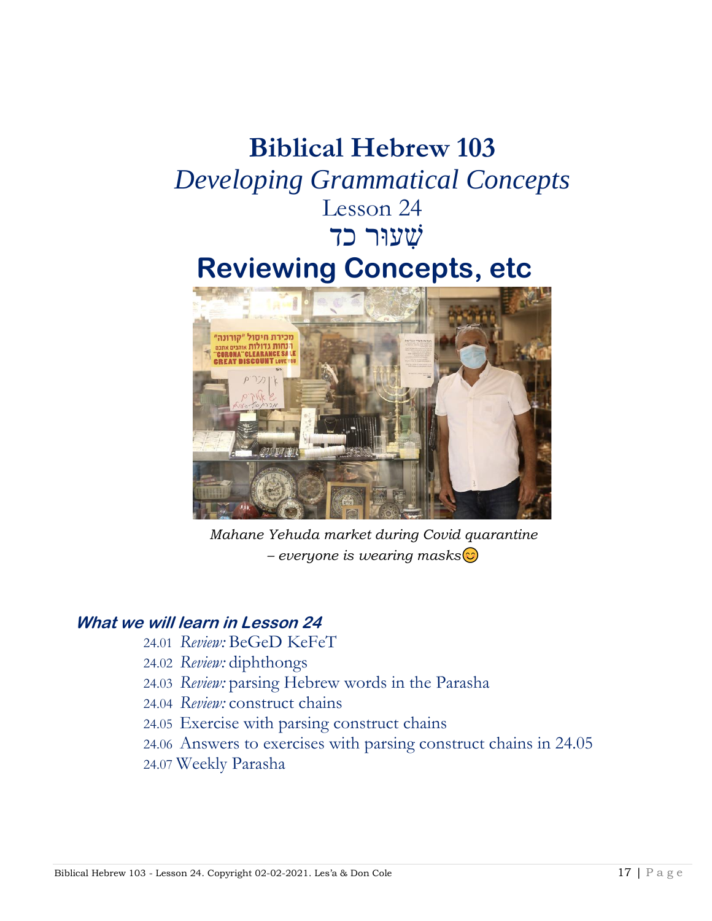# Biblical Hebrew 103

## *Developing Grammatical Concepts*

Lesson 24

שִׁעוּר כד

# Reviewing Concepts, etc

*Mahane Yehuda market during Covid quarantine – everyone is wearing masks*😊

### *What we will learn in Lesson 24*

- 24.01 *Review:* BeGeD KeFeT
- 24.02 *Review:* diphthongs
- 24.03 *Review:* parsing Hebrew words in the Parasha
- 24.04 *Review:* construct chains
- 24.05 Exercise with parsing construct chains
- 24.06 Answers to exercises with parsing construct chains in 24.05
- 24.07 Weekly Parasha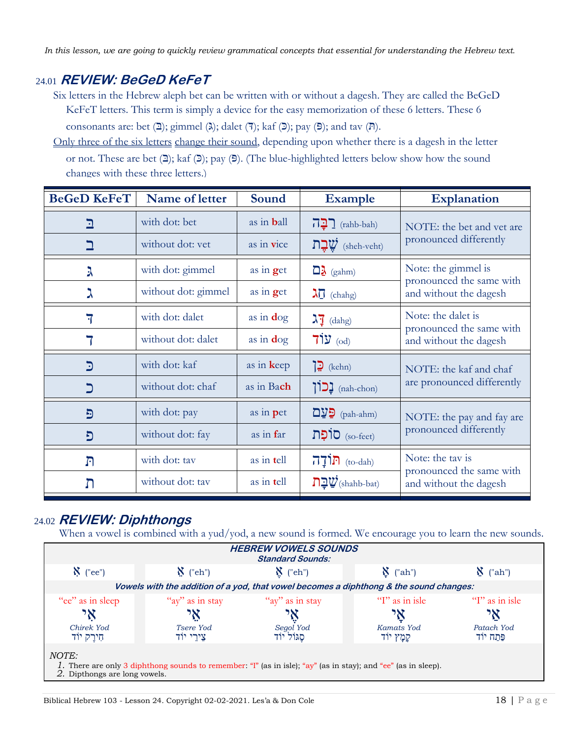*In this lesson, we are going to quickly review grammatical concepts that essential for understanding the Hebrew text.*

## 24.01 *REVIEW: BeGeD KeFeT*

Six letters in the Hebrew aleph bet can be written with or without a dagesh. They are called the BeGeD KeFeT letters. This term is simply a device for the easy memorization of these 6 letters. These 6 consonants are: bet (בּ); gimmel (גּ); dalet (דּ); kaf (כּ); pay (פּ); and tav (תּ).

Only three of the six letters change their sound, depending upon whether there is a dagesh in the letter or not. These are bet (בּ); kaf (כּ); pay (פּ). (The blue-highlighted letters below show how the sound changes with these three letters.)

| BeGeD KeFeT | Name of letter | Sound | Example | Explanation |
|---|---|---|---|---|
| בּ | with dot: bet | as in **b**all | רַבָּה (rahb-bah) | NOTE: the bet and vet are pronounced differently |
| ב | without dot: vet | as in **v**ice | שֶׁבֶת (sheh-veht) | |
| גּ | with dot: gimmel | as in **g**et | גַּם (gahm) | Note: the gimmel is pronounced the same with and without the dagesh |
| ג | without dot: gimmel | as in **g**et | חַג (chahg) | |
| דּ | with dot: dalet | as in **d**og | דָּג (dahg) | Note: the dalet is pronounced the same with and without the dagesh |
| ד | without dot: dalet | as in **d**og | עוֹד (od) | |
| כּ | with dot: kaf | as in **k**eep | כֵּן (kehn) | NOTE: the kaf and chaf are pronounced differently |
| כ | without dot: chaf | as in Ba**ch** | נָכוֹן (nah-chon) | |
| פּ | with dot: pay | as in **p**et | פַּעַם (pah-ahm) | NOTE: the pay and fay are pronounced differently |
| פ | without dot: fay | as in **f**ar | סוֹפִת (so-feet) | |
| תּ | with dot: tav | as in **t**ell | תּוֹדָה (to-dah) | Note: the tav is pronounced the same with and without the dagesh |
| ת | without dot: tav | as in **t**ell | שַׁבָּת (shahb-bat) | |

## 24.02 *REVIEW: Diphthongs*

When a vowel is combined with a yud/yod, a new sound is formed. We encourage you to learn the new sounds.

| ***HEBREW VOWELS SOUNDS*** ***Standard Sounds:*** | | | | |
|---|---|---|---|---|
| אִ ("ee") | אֵ ("eh") | אֶ ("eh") | אָ ("ah") | אַ ("ah") |
| ***Vowels with the addition of a yod, that vowel becomes a diphthong & the sound changes:*** | | | | |
| "ee" as in sleep | "ay" as in stay | "ay" as in stay | "I" as in isle | "I" as in isle |
| אִי | אֵי | אֶי | אָי | אַי |
| *Chirek Yod* חִירֶק יוֹד | *Tsere Yod* צֵירֵי יוֹד | *Segol Yod* סֶגּוֹל יוֹד | *Kamats Yod* קָמָץ יוֹד | *Patach Yod* פַּתַח יוֹד |

*NOTE:*

1. There are only 3 diphthong sounds to remember: "I" (as in isle); "ay" (as in stay); and "ee" (as in sleep).
2. Dipthongs are long vowels.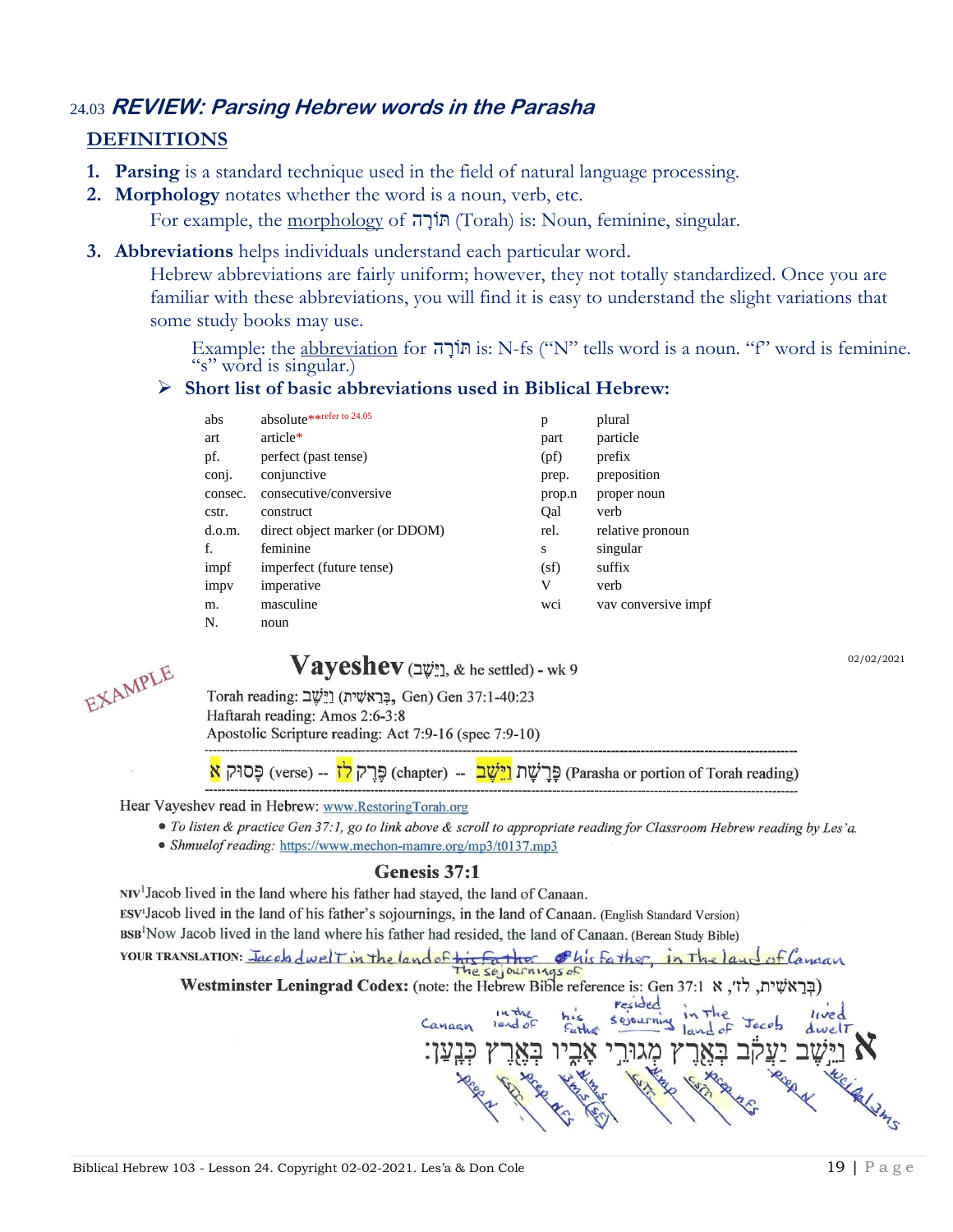## 24.03 *REVIEW: Parsing Hebrew words in the Parasha*

### DEFINITIONS

1. **Parsing** is a standard technique used in the field of natural language processing.
2. **Morphology** notates whether the word is a noun, verb, etc.

   For example, the morphology of תּוֹרָה (Torah) is: Noun, feminine, singular.

3. **Abbreviations** helps individuals understand each particular word.

   Hebrew abbreviations are fairly uniform; however, they not totally standardized. Once you are familiar with these abbreviations, you will find it is easy to understand the slight variations that some study books may use.

   Example: the abbreviation for תּוֹרָה is: N-fs ("N" tells word is a noun. "f" word is feminine. "s" word is singular.)

- **Short list of basic abbreviations used in Biblical Hebrew:**

| | | | |
|---|---|---|---|
| abs | absolute**refer to 24.05 | p | plural |
| art | article* | part | particle |
| pf. | perfect (past tense) | (pf) | prefix |
| conj. | conjunctive | prep. | preposition |
| consec. | consecutive/conversive | prop.n | proper noun |
| cstr. | construct | Qal | verb |
| d.o.m. | direct object marker (or DDOM) | rel. | relative pronoun |
| f. | feminine | s | singular |
| impf | imperfect (future tense) | (sf) | suffix |
| impv | imperative | V | verb |
| m. | masculine | wci | vav conversive impf |
| N. | noun | | |

EXAMPLE

**Vayeshev** (וַיֵּשֶׁב, & he settled) - wk 9 02/02/2021

Torah reading: וַיֵּשֶׁב (בְּרֵאשִׁית, Gen) Gen 37:1-40:23
Haftarah reading: Amos 2:6-3:8
Apostolic Scripture reading: Act 7:9-16 (spec 7:9-10)

פָּסוּק א (verse) -- פֶּרֶק לז (chapter) -- פָּרָשַׁת וַיֵּשֶׁב (Parasha or portion of Torah reading)

Hear Vayeshev read in Hebrew: www.RestoringTorah.org

- *To listen & practice Gen 37:1, go to link above & scroll to appropriate reading for Classroom Hebrew reading by Les'a.*
- *Shmuelof reading:* https://www.mechon-mamre.org/mp3/t0137.mp3

### Genesis 37:1

NIV[1]Jacob lived in the land where his father had stayed, the land of Canaan.
ESV[1]Jacob lived in the land of his father's sojournings, in the land of Canaan. (English Standard Version)
BSB[1]Now Jacob lived in the land where his father had resided, the land of Canaan. (Berean Study Bible)

YOUR TRANSLATION: Jacob dwelt in the land of ~~his father~~ the sojournings of his father, in the land of Canaan

**Westminster Leningrad Codex:** (note: the Hebrew Bible reference is: Gen 37:1 בְּרֵאשִׁית, לז׳, א)

א וַיֵּשֶׁב יַעֲקֹב בְּאֶרֶץ מְגוּרֵי אָבִיו בְּאֶרֶץ כְּנָעַן׃

(Handwritten annotations, right to left: lived/dwelt – wci/Qal 3ms; Jacob – prop N; in the land of – prep nfs cstr; resided/sojourning – Nmp cstr; his father – Nms 3ms (sf); in the land of – prep nfs cstr; Canaan – prop N)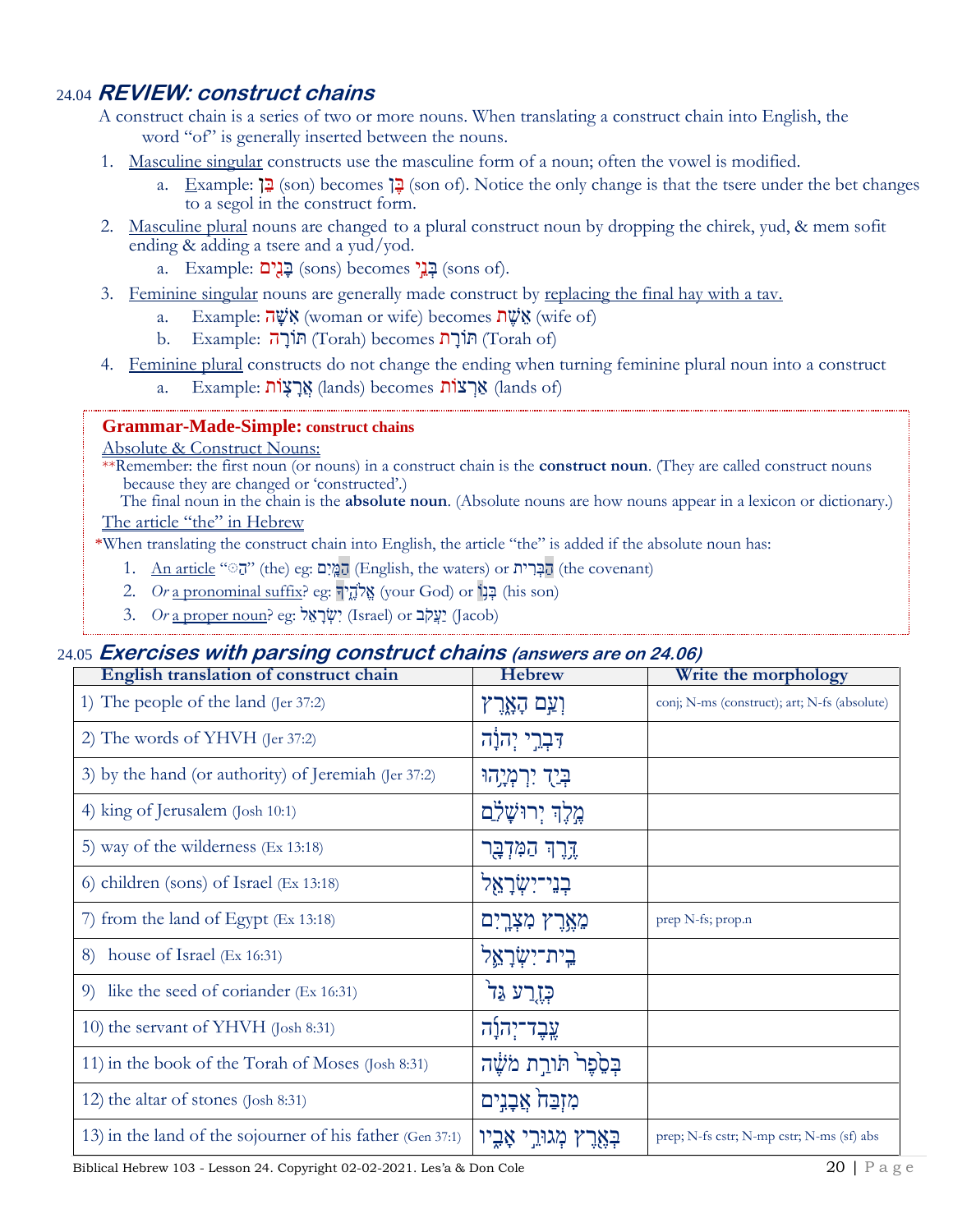## 24.04 *REVIEW: construct chains*

A construct chain is a series of two or more nouns. When translating a construct chain into English, the word "of" is generally inserted between the nouns.

1. Masculine singular constructs use the masculine form of a noun; often the vowel is modified.
   a. Example: בֵּן (son) becomes בֶּן (son of). Notice the only change is that the tsere under the bet changes to a segol in the construct form.
2. Masculine plural nouns are changed to a plural construct noun by dropping the chirek, yud, & mem sofit ending & adding a tsere and a yud/yod.
   a. Example: בָּנִים (sons) becomes בְּנֵי (sons of).
3. Feminine singular nouns are generally made construct by replacing the final hay with a tav.
   a. Example: אִשָּׁה (woman or wife) becomes אֵשֶׁת (wife of)
   b. Example: תּוֹרָה (Torah) becomes תּוֹרַת (Torah of)
4. Feminine plural constructs do not change the ending when turning feminine plural noun into a construct
   a. Example: אֲרָצוֹת (lands) becomes אַרְצוֹת (lands of)

**Grammar-Made-Simple: construct chains**

Absolute & Construct Nouns:

**Remember: the first noun (or nouns) in a construct chain is the **construct noun**. (They are called construct nouns because they are changed or 'constructed'.)
The final noun in the chain is the **absolute noun**. (Absolute nouns are how nouns appear in a lexicon or dictionary.)

The article "the" in Hebrew

*When translating the construct chain into English, the article "the" is added if the absolute noun has:

1. An article "הַ" (the) eg: הַמַּיִם (English, the waters) or הַבְּרִית (the covenant)
2. *Or* a pronominal suffix? eg: אֱלֹהֶיךָ (your God) or בְּנוֹ (his son)
3. *Or* a proper noun? eg: יִשְׂרָאֵל (Israel) or יַעֲקֹב (Jacob)

## 24.05 *Exercises with parsing construct chains* (answers are on 24.06)

| English translation of construct chain | Hebrew | Write the morphology |
|---|---|---|
| 1) The people of the land (Jer 37:2) | וְעַם הָאָרֶץ | conj; N-ms (construct); art; N-fs (absolute) |
| 2) The words of YHVH (Jer 37:2) | דִּבְרֵי יְהוָה | |
| 3) by the hand (or authority) of Jeremiah (Jer 37:2) | בְּיַד יִרְמְיָהוּ | |
| 4) king of Jerusalem (Josh 10:1) | מֶלֶךְ יְרוּשָׁלַםִ | |
| 5) way of the wilderness (Ex 13:18) | דֶּרֶךְ הַמִּדְבָּר | |
| 6) children (sons) of Israel (Ex 13:18) | בְנֵי־יִשְׂרָאֵל | |
| 7) from the land of Egypt (Ex 13:18) | מֵאֶרֶץ מִצְרָיִם | prep N-fs; prop.n |
| 8) house of Israel (Ex 16:31) | בֵית־יִשְׂרָאֵל | |
| 9) like the seed of coriander (Ex 16:31) | כְּזֶרַע גַּד | |
| 10) the servant of YHVH (Josh 8:31) | עֶבֶד־יְהוָה | |
| 11) in the book of the Torah of Moses (Josh 8:31) | בְּסֵפֶר תּוֹרַת מֹשֶׁה | |
| 12) the altar of stones (Josh 8:31) | מִזְבַּח אֲבָנִים | |
| 13) in the land of the sojourner of his father (Gen 37:1) | בְּאֶרֶץ מְגוּרֵי אָבִיו | prep; N-fs cstr; N-mp cstr; N-ms (sf) abs |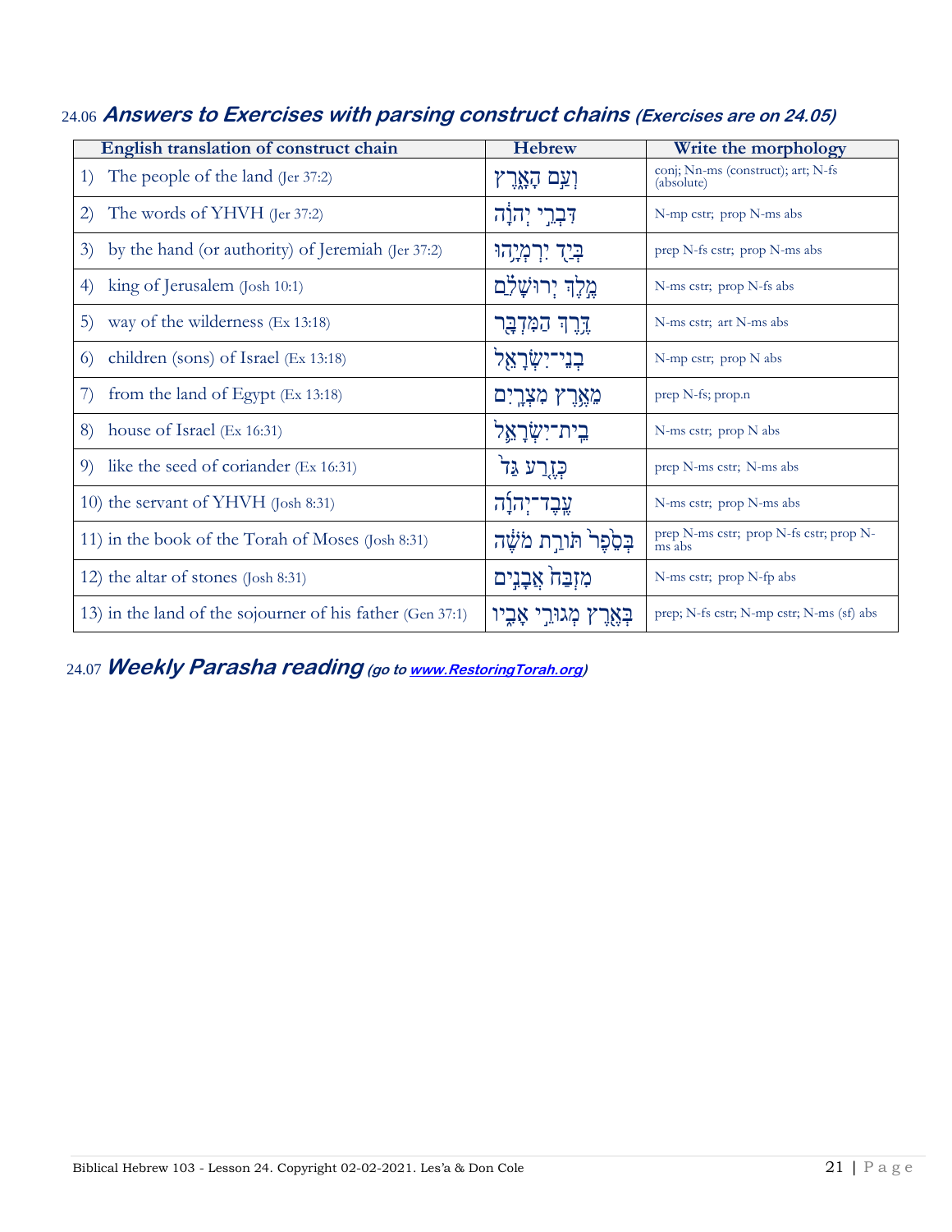## 24.06 ***Answers to Exercises with parsing construct chains*** ***(Exercises are on 24.05)***

| English translation of construct chain | Hebrew | Write the morphology |
|---|---|---|
| 1) The people of the land (Jer 37:2) | וְעַם הָאָרֶץ | conj; Nn-ms (construct); art; N-fs (absolute) |
| 2) The words of YHVH (Jer 37:2) | דִּבְרֵי יְהוָה | N-mp cstr; prop N-ms abs |
| 3) by the hand (or authority) of Jeremiah (Jer 37:2) | בְּיַד יִרְמְיָהוּ | prep N-fs cstr; prop N-ms abs |
| 4) king of Jerusalem (Josh 10:1) | מֶלֶךְ יְרוּשָׁלַםִ | N-ms cstr; prop N-fs abs |
| 5) way of the wilderness (Ex 13:18) | דֶּרֶךְ הַמִּדְבָּר | N-ms cstr; art N-ms abs |
| 6) children (sons) of Israel (Ex 13:18) | בְנֵי־יִשְׂרָאֵל | N-mp cstr; prop N abs |
| 7) from the land of Egypt (Ex 13:18) | מֵאֶרֶץ מִצְרָיִם | prep N-fs; prop.n |
| 8) house of Israel (Ex 16:31) | בֵית־יִשְׂרָאֵל | N-ms cstr; prop N abs |
| 9) like the seed of coriander (Ex 16:31) | כְּזֶרַע גַּד | prep N-ms cstr; N-ms abs |
| 10) the servant of YHVH (Josh 8:31) | עֶבֶד־יְהוָה | N-ms cstr; prop N-ms abs |
| 11) in the book of the Torah of Moses (Josh 8:31) | בְּסֵפֶר תּוֹרַת מֹשֶׁה | prep N-ms cstr; prop N-fs cstr; prop N-ms abs |
| 12) the altar of stones (Josh 8:31) | מִזְבַּח אֲבָנִים | N-ms cstr; prop N-fp abs |
| 13) in the land of the sojourner of his father (Gen 37:1) | בְּאֶרֶץ מְגוּרֵי אָבִיו | prep; N-fs cstr; N-mp cstr; N-ms (sf) abs |

## 24.07 ***Weekly Parasha reading*** ***(go to www.RestoringTorah.org)***